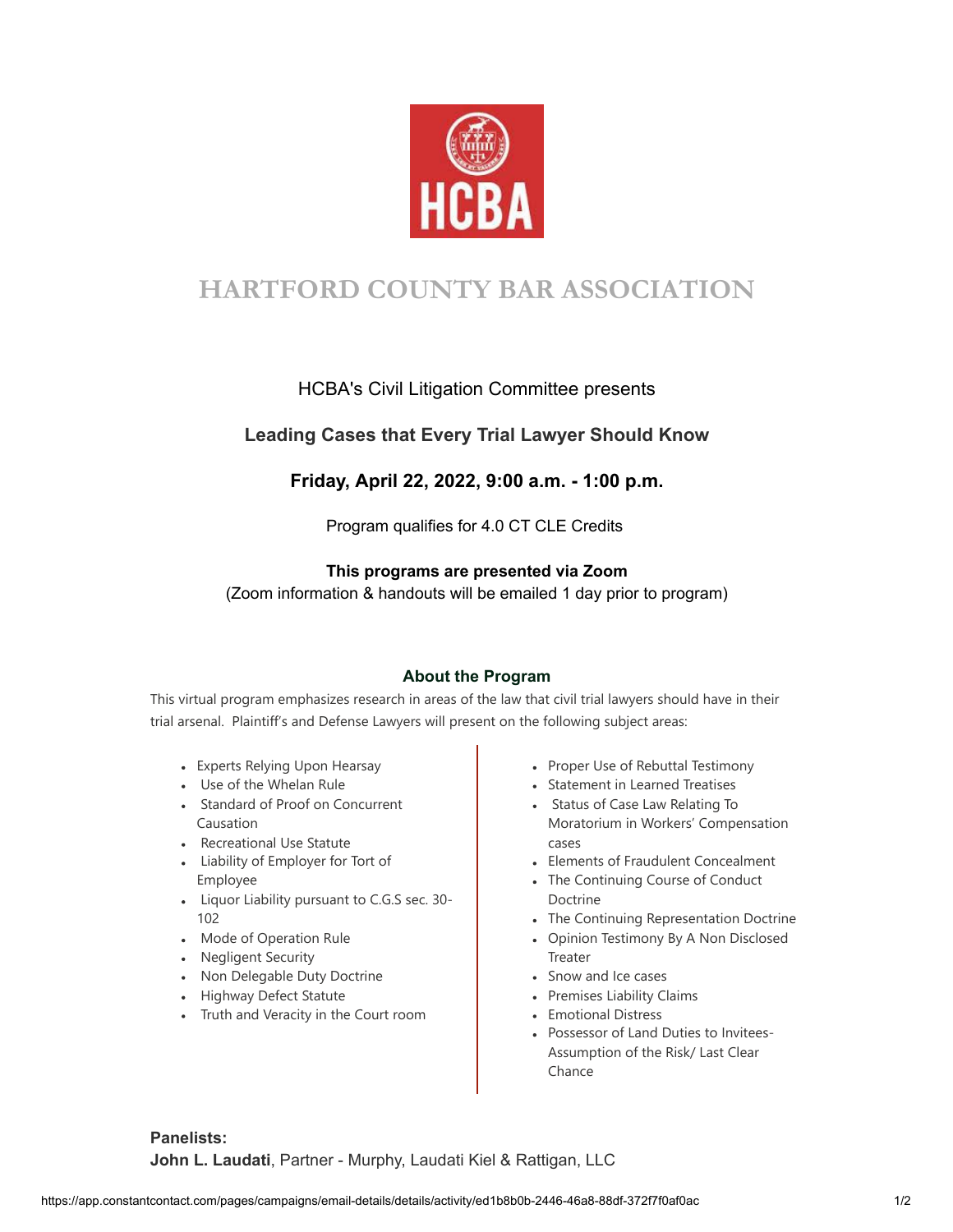HCBA

# HARTFORD COUNTY BAR ASSOCIATION

HCBA's Civil Litigation Committee presents

## Leading Cases that Every Trial Lawyer Should Know

### Friday, April 22, 2022, 9:00 a.m. - 1:00 p.m.

Program qualifies for 4.0 CT CLE Credits

**This programs are presented via Zoom**
(Zoom information & handouts will be emailed 1 day prior to program)

### About the Program

This virtual program emphasizes research in areas of the law that civil trial lawyers should have in their trial arsenal. Plaintiff's and Defense Lawyers will present on the following subject areas:

- Experts Relying Upon Hearsay
- Use of the Whelan Rule
- Standard of Proof on Concurrent Causation
- Recreational Use Statute
- Liability of Employer for Tort of Employee
- Liquor Liability pursuant to C.G.S sec. 30-102
- Mode of Operation Rule
- Negligent Security
- Non Delegable Duty Doctrine
- Highway Defect Statute
- Truth and Veracity in the Court room
- Proper Use of Rebuttal Testimony
- Statement in Learned Treatises
- Status of Case Law Relating To Moratorium in Workers' Compensation cases
- Elements of Fraudulent Concealment
- The Continuing Course of Conduct Doctrine
- The Continuing Representation Doctrine
- Opinion Testimony By A Non Disclosed Treater
- Snow and Ice cases
- Premises Liability Claims
- Emotional Distress
- Possessor of Land Duties to Invitees-Assumption of the Risk/ Last Clear Chance

**Panelists:**
**John L. Laudati**, Partner - Murphy, Laudati Kiel & Rattigan, LLC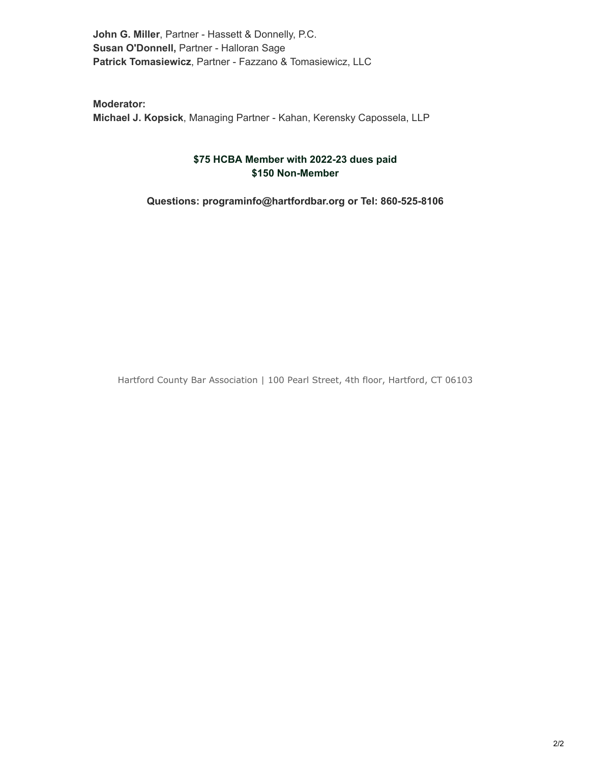**John G. Miller**, Partner - Hassett & Donnelly, P.C.
**Susan O'Donnell,** Partner - Halloran Sage
**Patrick Tomasiewicz**, Partner - Fazzano & Tomasiewicz, LLC

**Moderator:**
**Michael J. Kopsick**, Managing Partner - Kahan, Kerensky Capossela, LLP

**$75 HCBA Member with 2022-23 dues paid**
**$150 Non-Member**

**Questions: programinfo@hartfordbar.org or Tel: 860-525-8106**

Hartford County Bar Association | 100 Pearl Street, 4th floor, Hartford, CT 06103